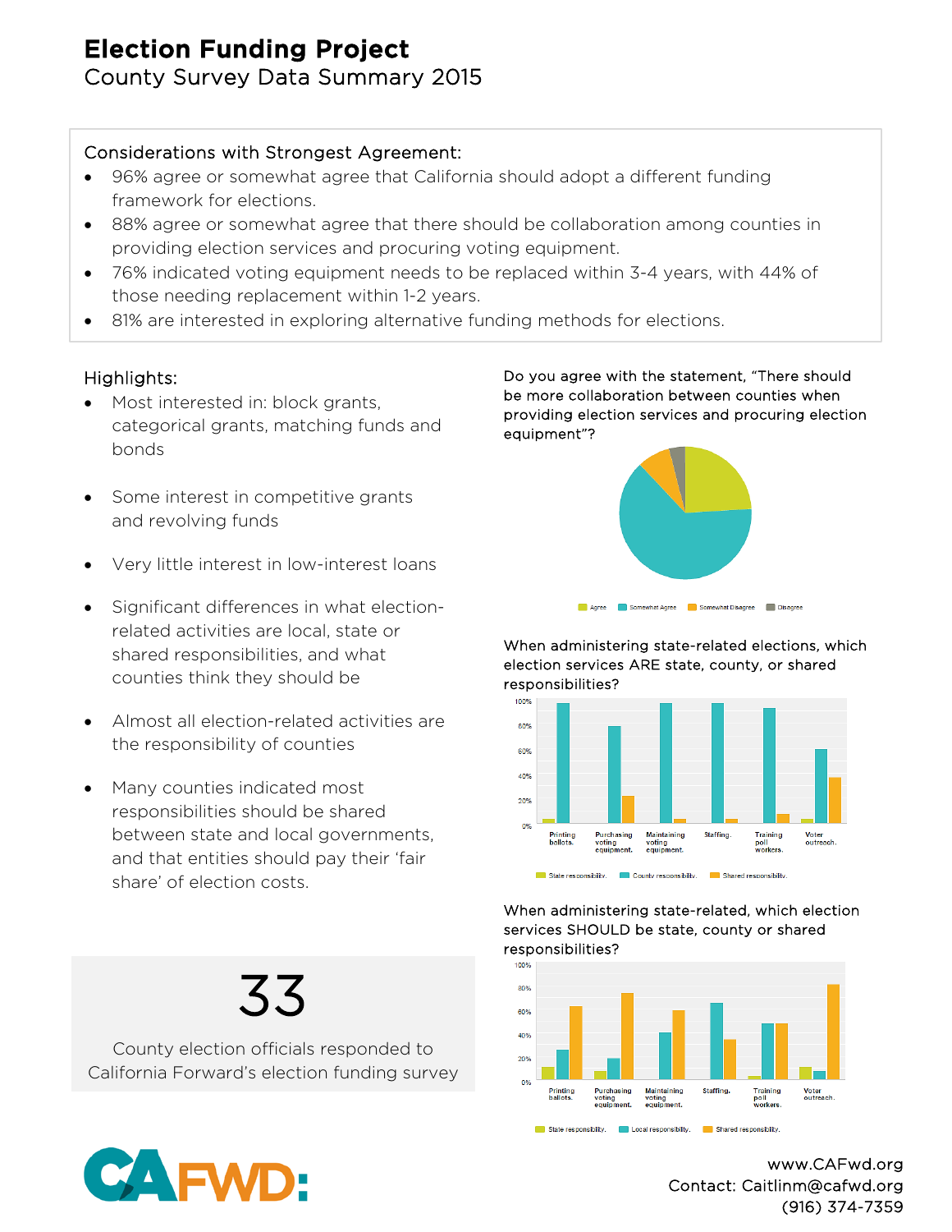# Election Funding Project

## County Survey Data Summary 2015

**Considerations with Strongest Agreement:**

- 96% agree or somewhat agree that California should adopt a different funding framework for elections.
- 88% agree or somewhat agree that there should be collaboration among counties in providing election services and procuring voting equipment.
- 76% indicated voting equipment needs to be replaced within 3-4 years, with 44% of those needing replacement within 1-2 years.
- 81% are interested in exploring alternative funding methods for elections.

**Highlights:**

- Most interested in: block grants, categorical grants, matching funds and bonds
- Some interest in competitive grants and revolving funds
- Very little interest in low-interest loans
- Significant differences in what election-related activities are local, state or shared responsibilities, and what counties think they should be
- Almost all election-related activities are the responsibility of counties
- Many counties indicated most responsibilities should be shared between state and local governments, and that entities should pay their 'fair share' of election costs.

**33**

County election officials responded to California Forward's election funding survey

Do you agree with the statement, "There should be more collaboration between counties when providing election services and procuring election equipment"?

Agree | Somewhat Agree | Somewhat Disagree | Disagree

When administering state-related elections, which election services ARE state, county, or shared responsibilities?

Printing ballots. | Purchasing voting equipment. | Maintaining voting equipment. | Staffing. | Training poll workers. | Voter outreach.

State responsibility. | County responsibility. | Shared responsibility.

When administering state-related, which election services SHOULD be state, county or shared responsibilities?

Printing ballots. | Purchasing voting equipment. | Maintaining voting equipment. | Staffing. | Training poll workers. | Voter outreach.

State responsibility. | Local responsibility. | Shared responsibility.

www.CAFwd.org
Contact: Caitlinm@cafwd.org
(916) 374-7359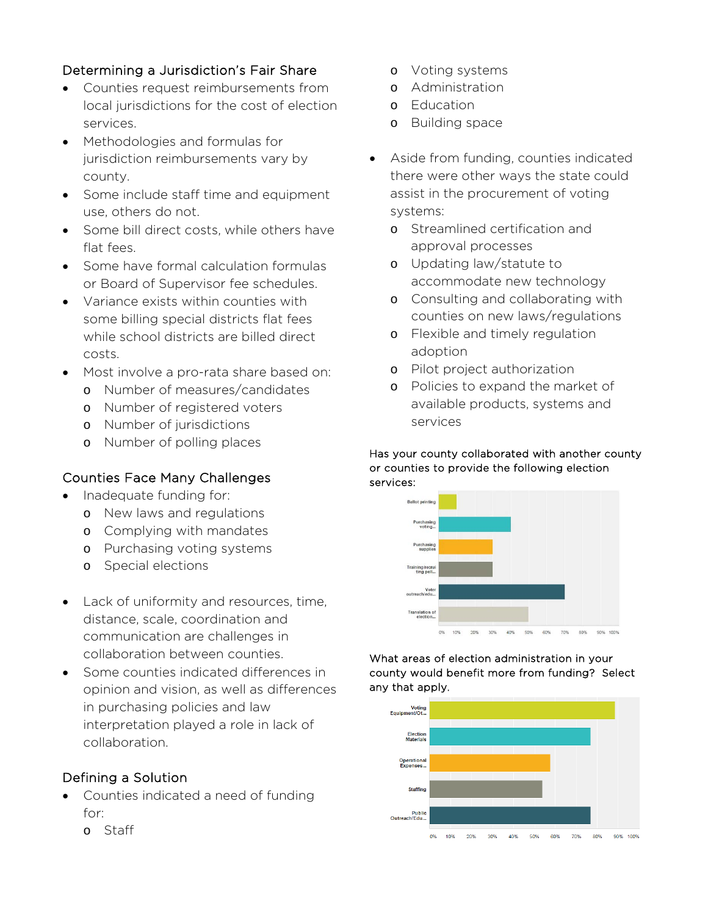## Determining a Jurisdiction's Fair Share

- Counties request reimbursements from local jurisdictions for the cost of election services.
- Methodologies and formulas for jurisdiction reimbursements vary by county.
- Some include staff time and equipment use, others do not.
- Some bill direct costs, while others have flat fees.
- Some have formal calculation formulas or Board of Supervisor fee schedules.
- Variance exists within counties with some billing special districts flat fees while school districts are billed direct costs.
- Most involve a pro-rata share based on:
  - Number of measures/candidates
  - Number of registered voters
  - Number of jurisdictions
  - Number of polling places

## Counties Face Many Challenges

- Inadequate funding for:
  - New laws and regulations
  - Complying with mandates
  - Purchasing voting systems
  - Special elections

- Lack of uniformity and resources, time, distance, scale, coordination and communication are challenges in collaboration between counties.
- Some counties indicated differences in opinion and vision, as well as differences in purchasing policies and law interpretation played a role in lack of collaboration.

## Defining a Solution

- Counties indicated a need of funding for:
  - Staff
  - Voting systems
  - Administration
  - Education
  - Building space

- Aside from funding, counties indicated there were other ways the state could assist in the procurement of voting systems:
  - Streamlined certification and approval processes
  - Updating law/statute to accommodate new technology
  - Consulting and collaborating with counties on new laws/regulations
  - Flexible and timely regulation adoption
  - Pilot project authorization
  - Policies to expand the market of available products, systems and services

Has your county collaborated with another county or counties to provide the following election services:

Ballot printing
Purchasing voting...
Purchasing supplies
Training/recruiting poll...
Voter outreach/edu...
Translation of election...

0% 10% 20% 30% 40% 50% 60% 70% 80% 90% 100%

What areas of election administration in your county would benefit more from funding? Select any that apply.

Voting Equipment/Ot...
Election Materials
Operational Expenses...
Staffing
Public Outreach/Edu...

0% 10% 20% 30% 40% 50% 60% 70% 80% 90% 100%